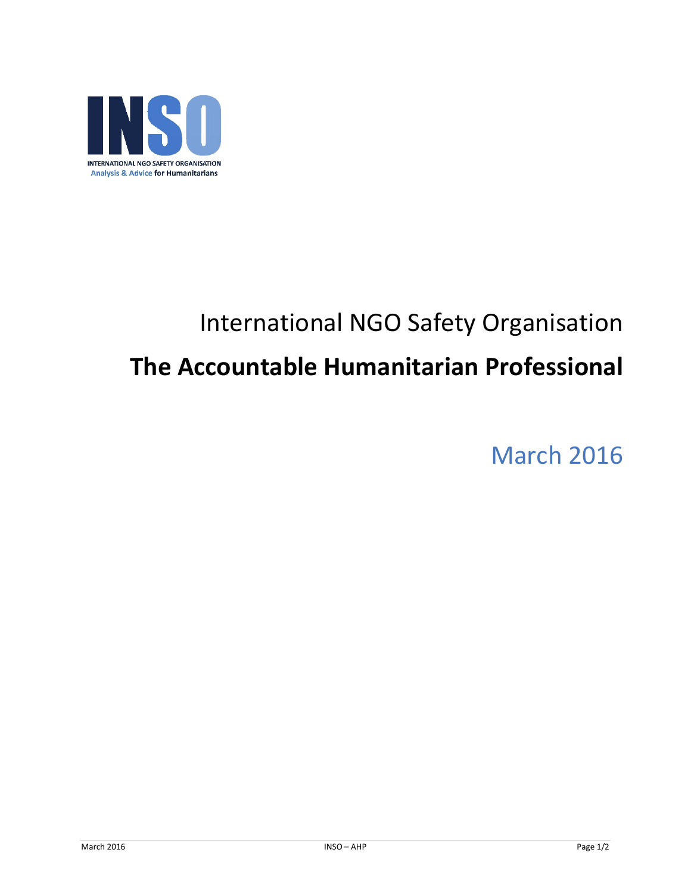INSO

INTERNATIONAL NGO SAFETY ORGANISATION

Analysis & Advice for Humanitarians

International NGO Safety Organisation

# The Accountable Humanitarian Professional

March 2016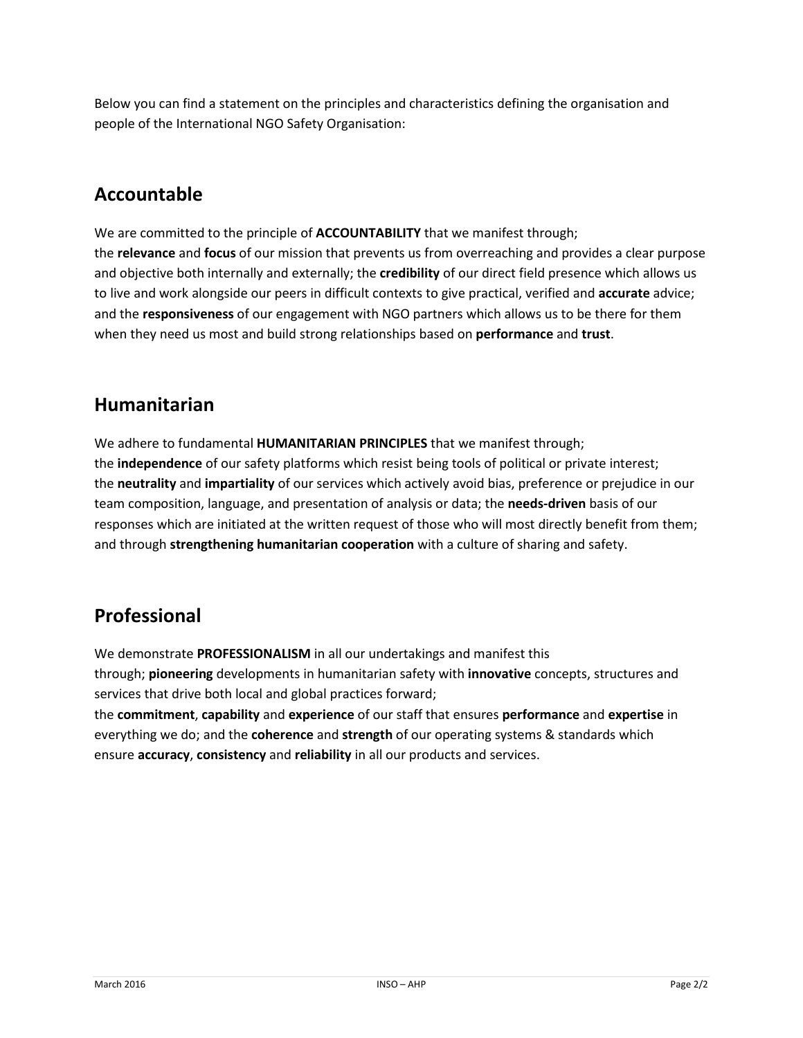Below you can find a statement on the principles and characteristics defining the organisation and people of the International NGO Safety Organisation:

## Accountable

We are committed to the principle of **ACCOUNTABILITY** that we manifest through; the **relevance** and **focus** of our mission that prevents us from overreaching and provides a clear purpose and objective both internally and externally; the **credibility** of our direct field presence which allows us to live and work alongside our peers in difficult contexts to give practical, verified and **accurate** advice; and the **responsiveness** of our engagement with NGO partners which allows us to be there for them when they need us most and build strong relationships based on **performance** and **trust**.

## Humanitarian

We adhere to fundamental **HUMANITARIAN PRINCIPLES** that we manifest through; the **independence** of our safety platforms which resist being tools of political or private interest; the **neutrality** and **impartiality** of our services which actively avoid bias, preference or prejudice in our team composition, language, and presentation of analysis or data; the **needs-driven** basis of our responses which are initiated at the written request of those who will most directly benefit from them; and through **strengthening humanitarian cooperation** with a culture of sharing and safety.

## Professional

We demonstrate **PROFESSIONALISM** in all our undertakings and manifest this through; **pioneering** developments in humanitarian safety with **innovative** concepts, structures and services that drive both local and global practices forward; the **commitment**, **capability** and **experience** of our staff that ensures **performance** and **expertise** in everything we do; and the **coherence** and **strength** of our operating systems & standards which ensure **accuracy**, **consistency** and **reliability** in all our products and services.